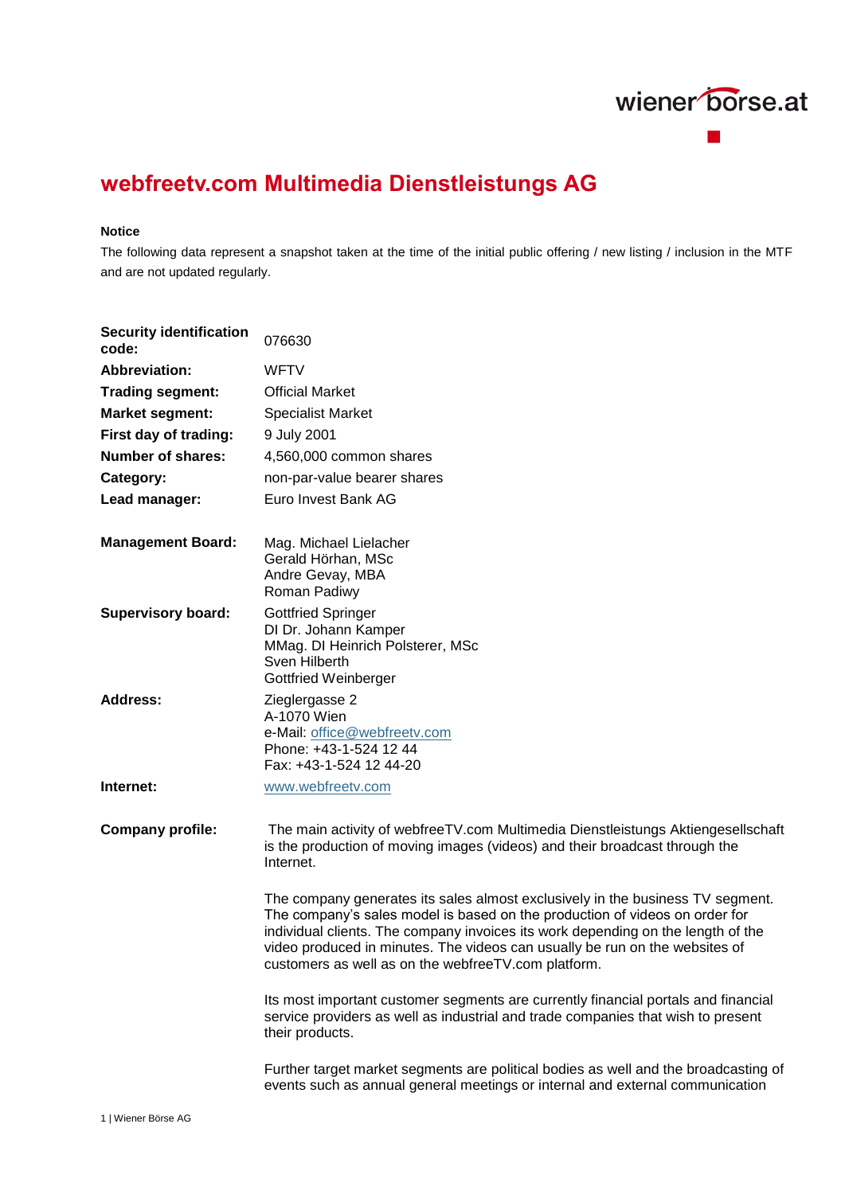# webfreetv.com Multimedia Dienstleistungs AG

**Notice**

The following data represent a snapshot taken at the time of the initial public offering / new listing / inclusion in the MTF and are not updated regularly.

| | |
|---|---|
| **Security identification code:** | 076630 |
| **Abbreviation:** | WFTV |
| **Trading segment:** | Official Market |
| **Market segment:** | Specialist Market |
| **First day of trading:** | 9 July 2001 |
| **Number of shares:** | 4,560,000 common shares |
| **Category:** | non-par-value bearer shares |
| **Lead manager:** | Euro Invest Bank AG |
| **Management Board:** | Mag. Michael Lielacher<br>Gerald Hörhan, MSc<br>Andre Gevay, MBA<br>Roman Padiwy |
| **Supervisory board:** | Gottfried Springer<br>DI Dr. Johann Kamper<br>MMag. DI Heinrich Polsterer, MSc<br>Sven Hilberth<br>Gottfried Weinberger |
| **Address:** | Zieglergasse 2<br>A-1070 Wien<br>e-Mail: office@webfreetv.com<br>Phone: +43-1-524 12 44<br>Fax: +43-1-524 12 44-20 |
| **Internet:** | www.webfreetv.com |

**Company profile:**

The main activity of webfreeTV.com Multimedia Dienstleistungs Aktiengesellschaft is the production of moving images (videos) and their broadcast through the Internet.

The company generates its sales almost exclusively in the business TV segment. The company's sales model is based on the production of videos on order for individual clients. The company invoices its work depending on the length of the video produced in minutes. The videos can usually be run on the websites of customers as well as on the webfreeTV.com platform.

Its most important customer segments are currently financial portals and financial service providers as well as industrial and trade companies that wish to present their products.

Further target market segments are political bodies as well and the broadcasting of events such as annual general meetings or internal and external communication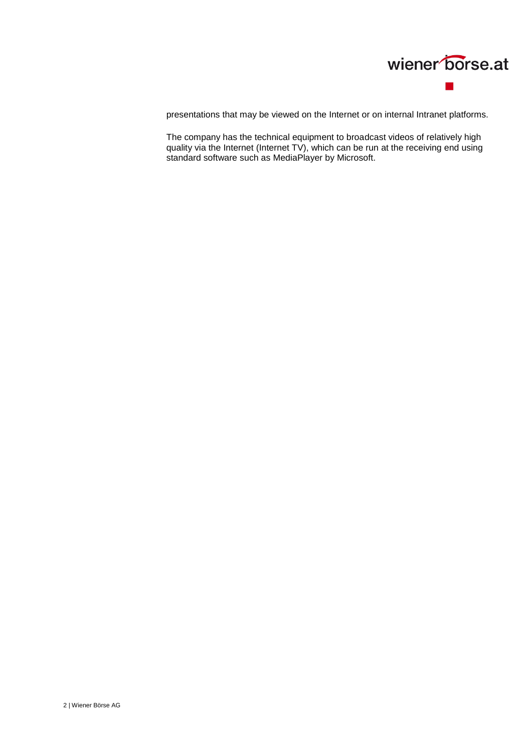presentations that may be viewed on the Internet or on internal Intranet platforms.

The company has the technical equipment to broadcast videos of relatively high quality via the Internet (Internet TV), which can be run at the receiving end using standard software such as MediaPlayer by Microsoft.